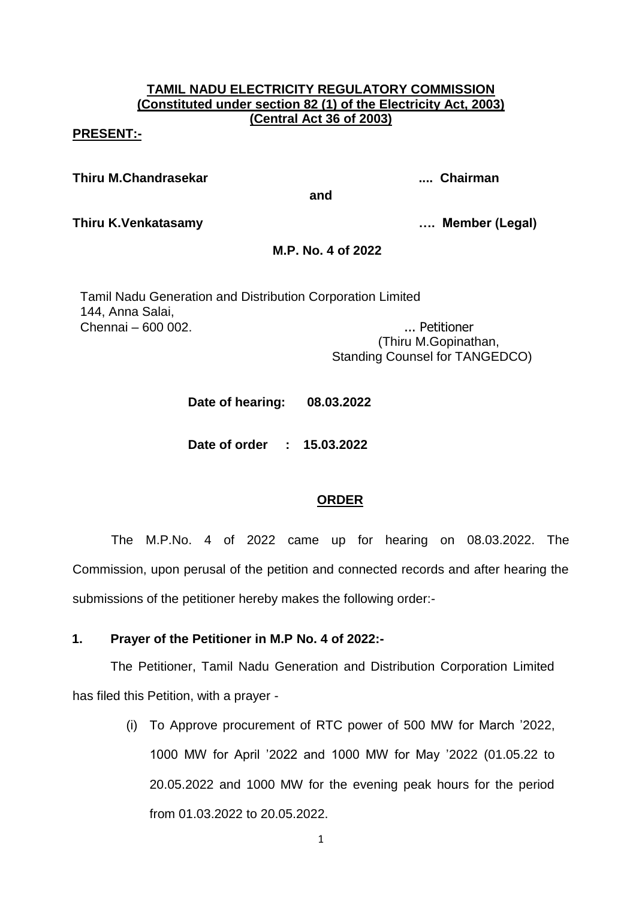**TAMIL NADU ELECTRICITY REGULATORY COMMISSION**
**(Constituted under section 82 (1) of the Electricity Act, 2003)**
**(Central Act 36 of 2003)**

**PRESENT:-**

**Thiru M.Chandrasekar .... Chairman**

**and**

**Thiru K.Venkatasamy …. Member (Legal)**

**M.P. No. 4 of 2022**

Tamil Nadu Generation and Distribution Corporation Limited
144, Anna Salai,
Chennai – 600 002. ... Petitioner
(Thiru M.Gopinathan,
Standing Counsel for TANGEDCO)

**Date of hearing: 08.03.2022**

**Date of order : 15.03.2022**

**ORDER**

The M.P.No. 4 of 2022 came up for hearing on 08.03.2022. The Commission, upon perusal of the petition and connected records and after hearing the submissions of the petitioner hereby makes the following order:-

**1. Prayer of the Petitioner in M.P No. 4 of 2022:-**

The Petitioner, Tamil Nadu Generation and Distribution Corporation Limited has filed this Petition, with a prayer -

(i) To Approve procurement of RTC power of 500 MW for March ’2022, 1000 MW for April ’2022 and 1000 MW for May ’2022 (01.05.22 to 20.05.2022 and 1000 MW for the evening peak hours for the period from 01.03.2022 to 20.05.2022.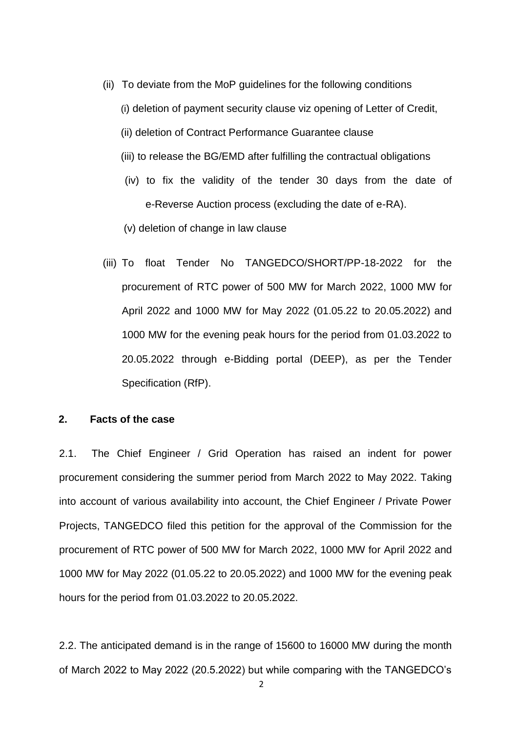(ii) To deviate from the MoP guidelines for the following conditions

(i) deletion of payment security clause viz opening of Letter of Credit,

(ii) deletion of Contract Performance Guarantee clause

(iii) to release the BG/EMD after fulfilling the contractual obligations

(iv) to fix the validity of the tender 30 days from the date of e-Reverse Auction process (excluding the date of e-RA).

(v) deletion of change in law clause

(iii) To float Tender No TANGEDCO/SHORT/PP-18-2022 for the procurement of RTC power of 500 MW for March 2022, 1000 MW for April 2022 and 1000 MW for May 2022 (01.05.22 to 20.05.2022) and 1000 MW for the evening peak hours for the period from 01.03.2022 to 20.05.2022 through e-Bidding portal (DEEP), as per the Tender Specification (RfP).

## 2. Facts of the case

2.1. The Chief Engineer / Grid Operation has raised an indent for power procurement considering the summer period from March 2022 to May 2022. Taking into account of various availability into account, the Chief Engineer / Private Power Projects, TANGEDCO filed this petition for the approval of the Commission for the procurement of RTC power of 500 MW for March 2022, 1000 MW for April 2022 and 1000 MW for May 2022 (01.05.22 to 20.05.2022) and 1000 MW for the evening peak hours for the period from 01.03.2022 to 20.05.2022.

2.2. The anticipated demand is in the range of 15600 to 16000 MW during the month of March 2022 to May 2022 (20.5.2022) but while comparing with the TANGEDCO's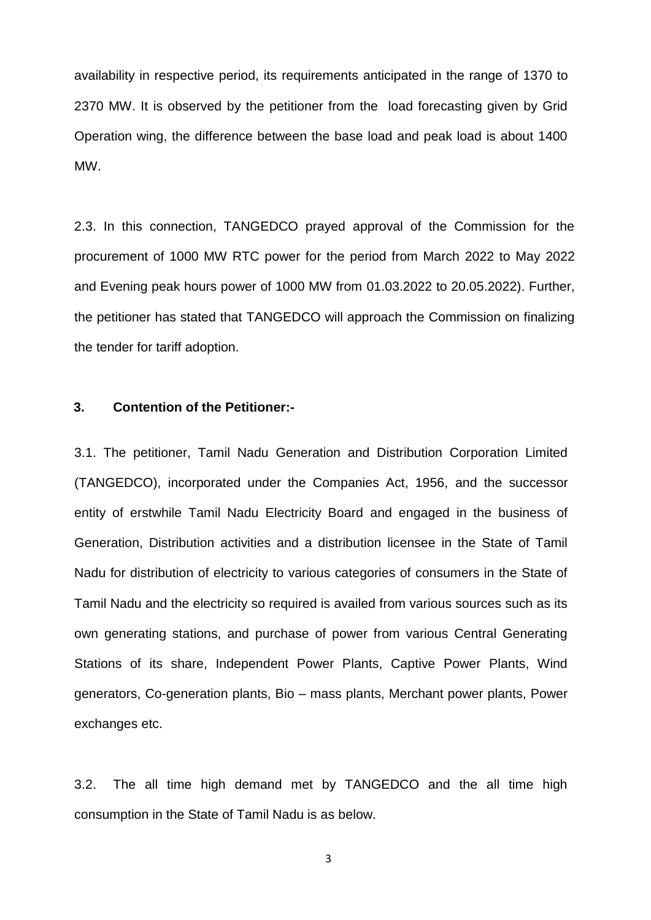availability in respective period, its requirements anticipated in the range of 1370 to 2370 MW. It is observed by the petitioner from the load forecasting given by Grid Operation wing, the difference between the base load and peak load is about 1400 MW.

2.3. In this connection, TANGEDCO prayed approval of the Commission for the procurement of 1000 MW RTC power for the period from March 2022 to May 2022 and Evening peak hours power of 1000 MW from 01.03.2022 to 20.05.2022). Further, the petitioner has stated that TANGEDCO will approach the Commission on finalizing the tender for tariff adoption.

**3. Contention of the Petitioner:-**

3.1. The petitioner, Tamil Nadu Generation and Distribution Corporation Limited (TANGEDCO), incorporated under the Companies Act, 1956, and the successor entity of erstwhile Tamil Nadu Electricity Board and engaged in the business of Generation, Distribution activities and a distribution licensee in the State of Tamil Nadu for distribution of electricity to various categories of consumers in the State of Tamil Nadu and the electricity so required is availed from various sources such as its own generating stations, and purchase of power from various Central Generating Stations of its share, Independent Power Plants, Captive Power Plants, Wind generators, Co-generation plants, Bio – mass plants, Merchant power plants, Power exchanges etc.

3.2. The all time high demand met by TANGEDCO and the all time high consumption in the State of Tamil Nadu is as below.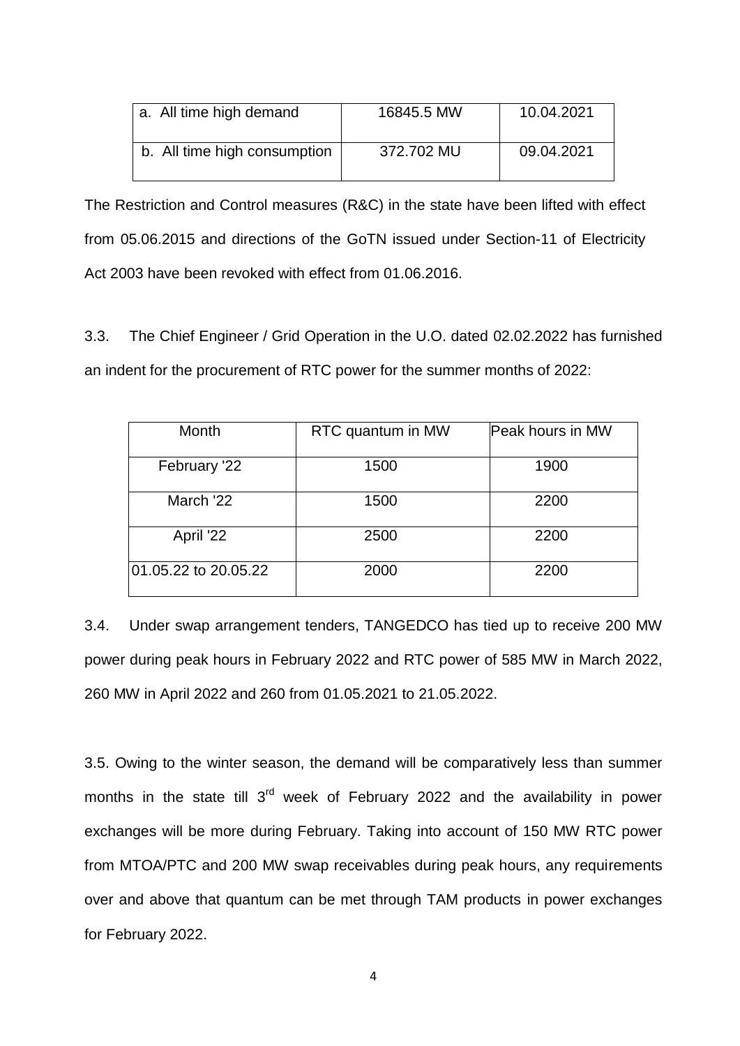| a. All time high demand | 16845.5 MW | 10.04.2021 |
|---|---|---|
| b. All time high consumption | 372.702 MU | 09.04.2021 |

The Restriction and Control measures (R&C) in the state have been lifted with effect from 05.06.2015 and directions of the GoTN issued under Section-11 of Electricity Act 2003 have been revoked with effect from 01.06.2016.

3.3. The Chief Engineer / Grid Operation in the U.O. dated 02.02.2022 has furnished an indent for the procurement of RTC power for the summer months of 2022:

| Month | RTC quantum in MW | Peak hours in MW |
|---|---|---|
| February '22 | 1500 | 1900 |
| March '22 | 1500 | 2200 |
| April '22 | 2500 | 2200 |
| 01.05.22 to 20.05.22 | 2000 | 2200 |

3.4. Under swap arrangement tenders, TANGEDCO has tied up to receive 200 MW power during peak hours in February 2022 and RTC power of 585 MW in March 2022, 260 MW in April 2022 and 260 from 01.05.2021 to 21.05.2022.

3.5. Owing to the winter season, the demand will be comparatively less than summer months in the state till 3rd week of February 2022 and the availability in power exchanges will be more during February. Taking into account of 150 MW RTC power from MTOA/PTC and 200 MW swap receivables during peak hours, any requirements over and above that quantum can be met through TAM products in power exchanges for February 2022.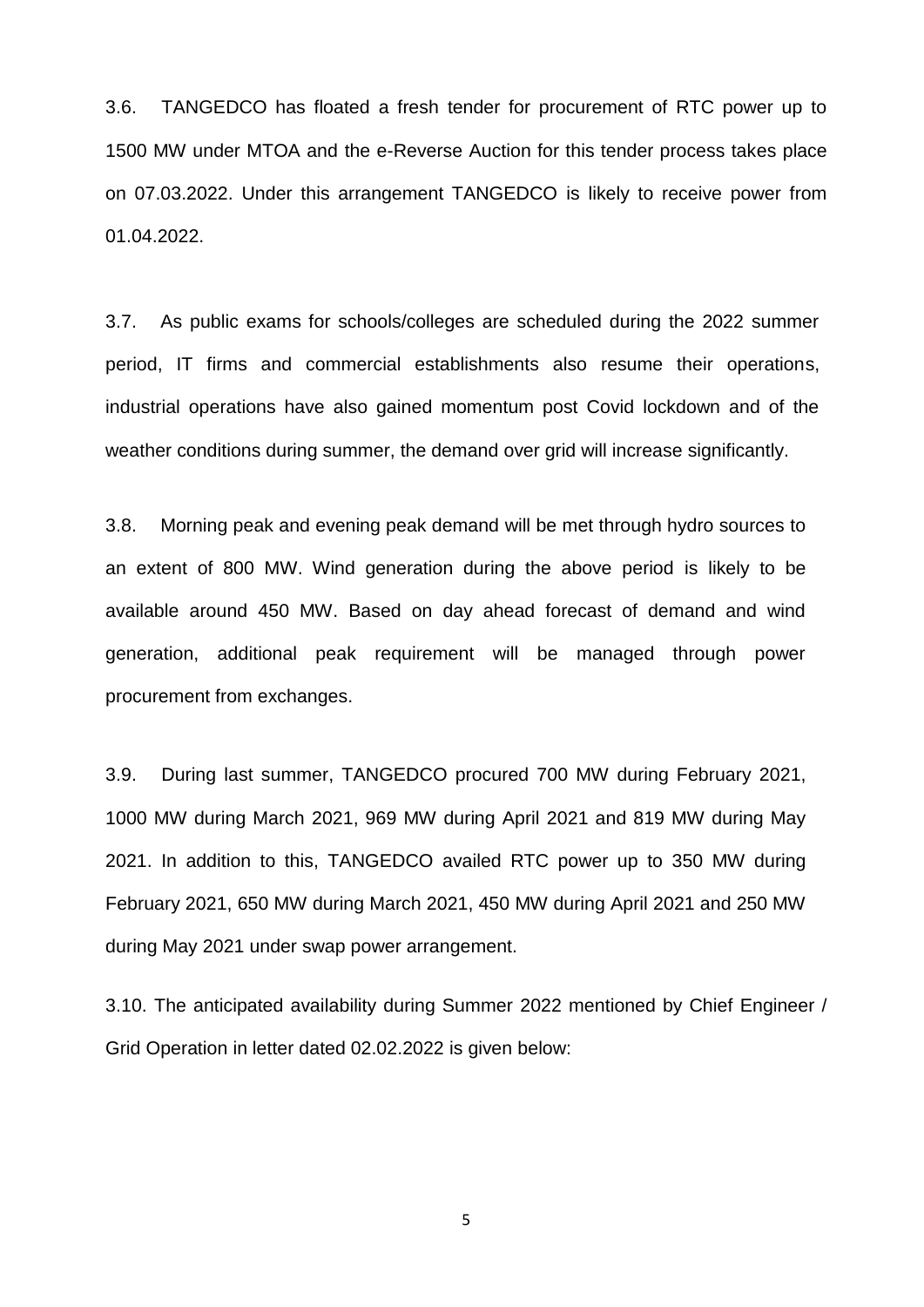3.6. TANGEDCO has floated a fresh tender for procurement of RTC power up to 1500 MW under MTOA and the e-Reverse Auction for this tender process takes place on 07.03.2022. Under this arrangement TANGEDCO is likely to receive power from 01.04.2022.

3.7. As public exams for schools/colleges are scheduled during the 2022 summer period, IT firms and commercial establishments also resume their operations, industrial operations have also gained momentum post Covid lockdown and of the weather conditions during summer, the demand over grid will increase significantly.

3.8. Morning peak and evening peak demand will be met through hydro sources to an extent of 800 MW. Wind generation during the above period is likely to be available around 450 MW. Based on day ahead forecast of demand and wind generation, additional peak requirement will be managed through power procurement from exchanges.

3.9. During last summer, TANGEDCO procured 700 MW during February 2021, 1000 MW during March 2021, 969 MW during April 2021 and 819 MW during May 2021. In addition to this, TANGEDCO availed RTC power up to 350 MW during February 2021, 650 MW during March 2021, 450 MW during April 2021 and 250 MW during May 2021 under swap power arrangement.

3.10. The anticipated availability during Summer 2022 mentioned by Chief Engineer / Grid Operation in letter dated 02.02.2022 is given below: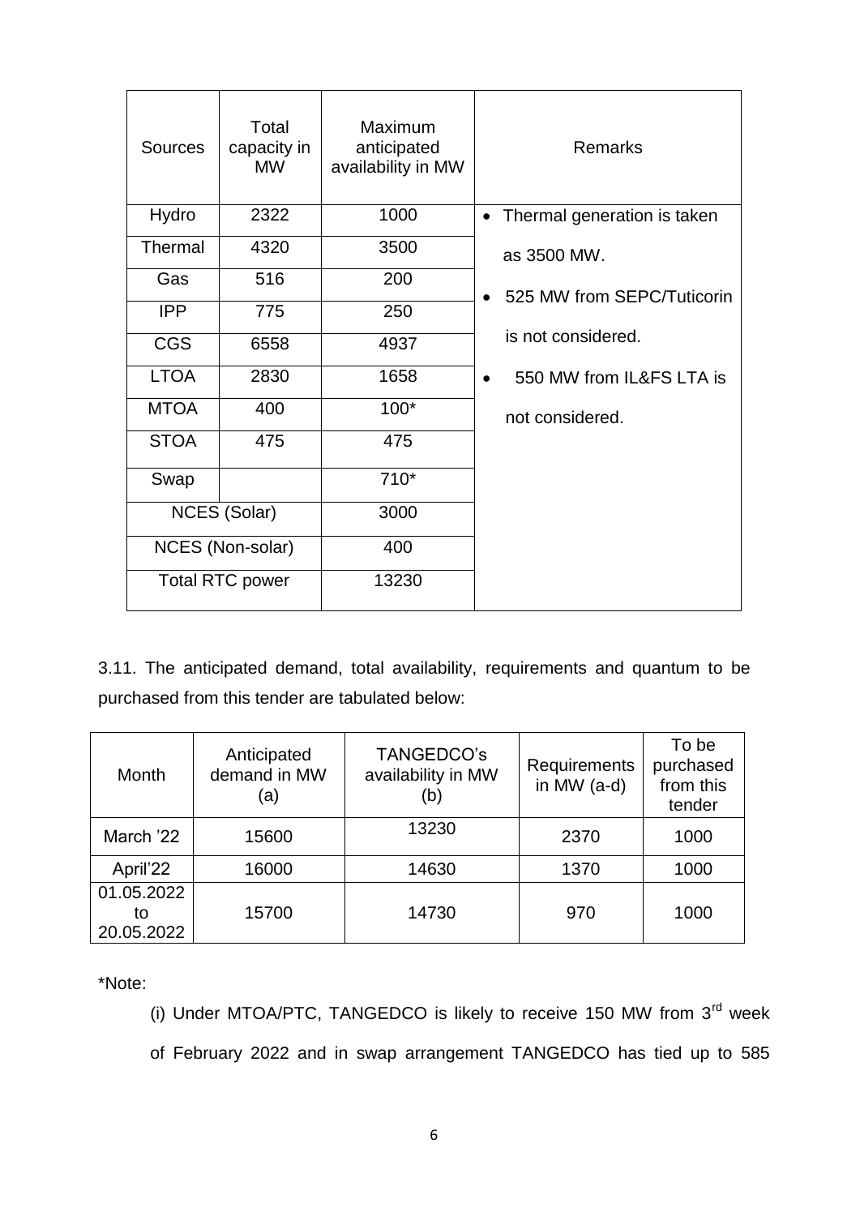| Sources | Total capacity in MW | Maximum anticipated availability in MW | Remarks |
|---|---|---|---|
| Hydro | 2322 | 1000 | • Thermal generation is taken as 3500 MW.<br>• 525 MW from SEPC/Tuticorin is not considered.<br>• 550 MW from IL&FS LTA is not considered. |
| Thermal | 4320 | 3500 | |
| Gas | 516 | 200 | |
| IPP | 775 | 250 | |
| CGS | 6558 | 4937 | |
| LTOA | 2830 | 1658 | |
| MTOA | 400 | 100* | |
| STOA | 475 | 475 | |
| Swap | | 710* | |
| NCES (Solar) | | 3000 | |
| NCES (Non-solar) | | 400 | |
| Total RTC power | | 13230 | |

3.11. The anticipated demand, total availability, requirements and quantum to be purchased from this tender are tabulated below:

| Month | Anticipated demand in MW (a) | TANGEDCO's availability in MW (b) | Requirements in MW (a-d) | To be purchased from this tender |
|---|---|---|---|---|
| March '22 | 15600 | 13230 | 2370 | 1000 |
| April'22 | 16000 | 14630 | 1370 | 1000 |
| 01.05.2022 to 20.05.2022 | 15700 | 14730 | 970 | 1000 |

*Note:

(i) Under MTOA/PTC, TANGEDCO is likely to receive 150 MW from 3rd week of February 2022 and in swap arrangement TANGEDCO has tied up to 585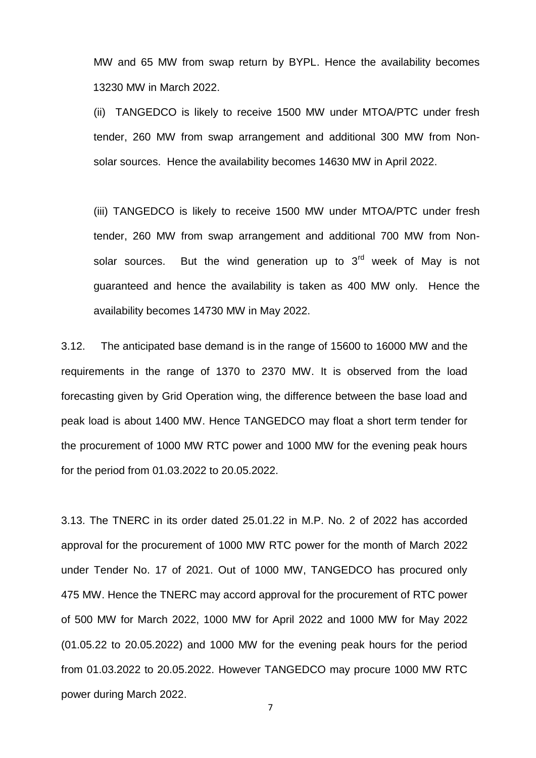MW and 65 MW from swap return by BYPL. Hence the availability becomes 13230 MW in March 2022.

(ii) TANGEDCO is likely to receive 1500 MW under MTOA/PTC under fresh tender, 260 MW from swap arrangement and additional 300 MW from Non-solar sources. Hence the availability becomes 14630 MW in April 2022.

(iii) TANGEDCO is likely to receive 1500 MW under MTOA/PTC under fresh tender, 260 MW from swap arrangement and additional 700 MW from Non-solar sources. But the wind generation up to 3rd week of May is not guaranteed and hence the availability is taken as 400 MW only. Hence the availability becomes 14730 MW in May 2022.

3.12. The anticipated base demand is in the range of 15600 to 16000 MW and the requirements in the range of 1370 to 2370 MW. It is observed from the load forecasting given by Grid Operation wing, the difference between the base load and peak load is about 1400 MW. Hence TANGEDCO may float a short term tender for the procurement of 1000 MW RTC power and 1000 MW for the evening peak hours for the period from 01.03.2022 to 20.05.2022.

3.13. The TNERC in its order dated 25.01.22 in M.P. No. 2 of 2022 has accorded approval for the procurement of 1000 MW RTC power for the month of March 2022 under Tender No. 17 of 2021. Out of 1000 MW, TANGEDCO has procured only 475 MW. Hence the TNERC may accord approval for the procurement of RTC power of 500 MW for March 2022, 1000 MW for April 2022 and 1000 MW for May 2022 (01.05.22 to 20.05.2022) and 1000 MW for the evening peak hours for the period from 01.03.2022 to 20.05.2022. However TANGEDCO may procure 1000 MW RTC power during March 2022.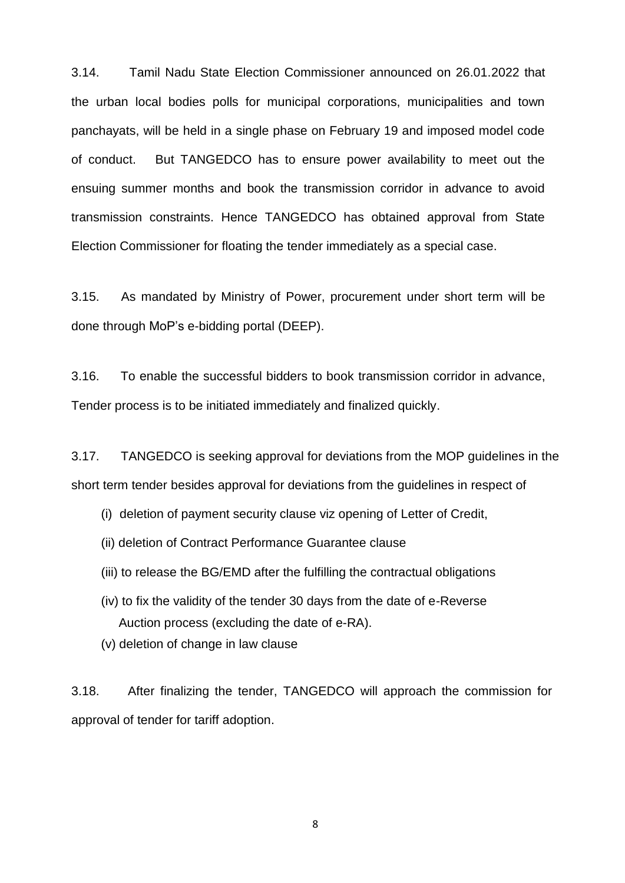3.14. Tamil Nadu State Election Commissioner announced on 26.01.2022 that the urban local bodies polls for municipal corporations, municipalities and town panchayats, will be held in a single phase on February 19 and imposed model code of conduct. But TANGEDCO has to ensure power availability to meet out the ensuing summer months and book the transmission corridor in advance to avoid transmission constraints. Hence TANGEDCO has obtained approval from State Election Commissioner for floating the tender immediately as a special case.

3.15. As mandated by Ministry of Power, procurement under short term will be done through MoP's e-bidding portal (DEEP).

3.16. To enable the successful bidders to book transmission corridor in advance, Tender process is to be initiated immediately and finalized quickly.

3.17. TANGEDCO is seeking approval for deviations from the MOP guidelines in the short term tender besides approval for deviations from the guidelines in respect of

(i) deletion of payment security clause viz opening of Letter of Credit,

(ii) deletion of Contract Performance Guarantee clause

(iii) to release the BG/EMD after the fulfilling the contractual obligations

(iv) to fix the validity of the tender 30 days from the date of e-Reverse Auction process (excluding the date of e-RA).

(v) deletion of change in law clause

3.18. After finalizing the tender, TANGEDCO will approach the commission for approval of tender for tariff adoption.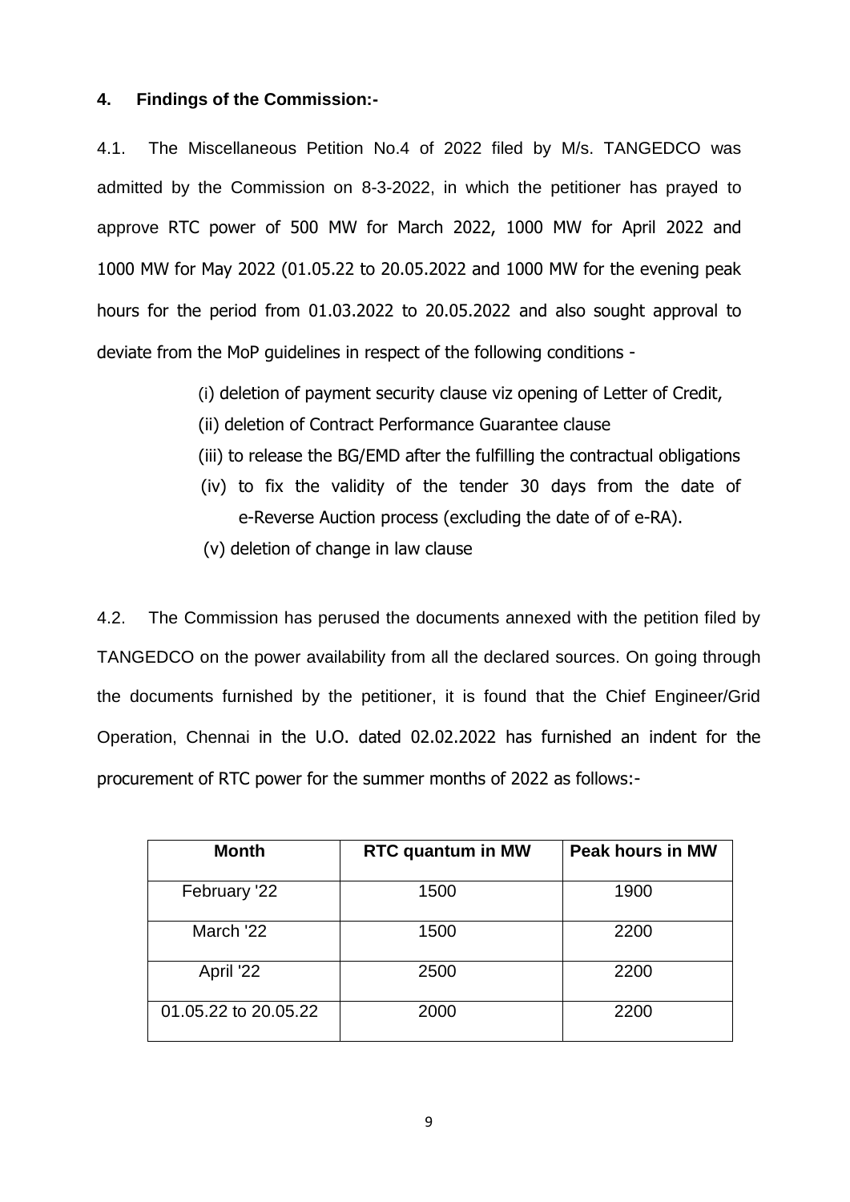#### 4. Findings of the Commission:-

4.1. The Miscellaneous Petition No.4 of 2022 filed by M/s. TANGEDCO was admitted by the Commission on 8-3-2022, in which the petitioner has prayed to approve RTC power of 500 MW for March 2022, 1000 MW for April 2022 and 1000 MW for May 2022 (01.05.22 to 20.05.2022 and 1000 MW for the evening peak hours for the period from 01.03.2022 to 20.05.2022 and also sought approval to deviate from the MoP guidelines in respect of the following conditions -

(i) deletion of payment security clause viz opening of Letter of Credit,

(ii) deletion of Contract Performance Guarantee clause

(iii) to release the BG/EMD after the fulfilling the contractual obligations

(iv) to fix the validity of the tender 30 days from the date of e-Reverse Auction process (excluding the date of of e-RA).

(v) deletion of change in law clause

4.2. The Commission has perused the documents annexed with the petition filed by TANGEDCO on the power availability from all the declared sources. On going through the documents furnished by the petitioner, it is found that the Chief Engineer/Grid Operation, Chennai in the U.O. dated 02.02.2022 has furnished an indent for the procurement of RTC power for the summer months of 2022 as follows:-

| Month | RTC quantum in MW | Peak hours in MW |
| --- | --- | --- |
| February '22 | 1500 | 1900 |
| March '22 | 1500 | 2200 |
| April '22 | 2500 | 2200 |
| 01.05.22 to 20.05.22 | 2000 | 2200 |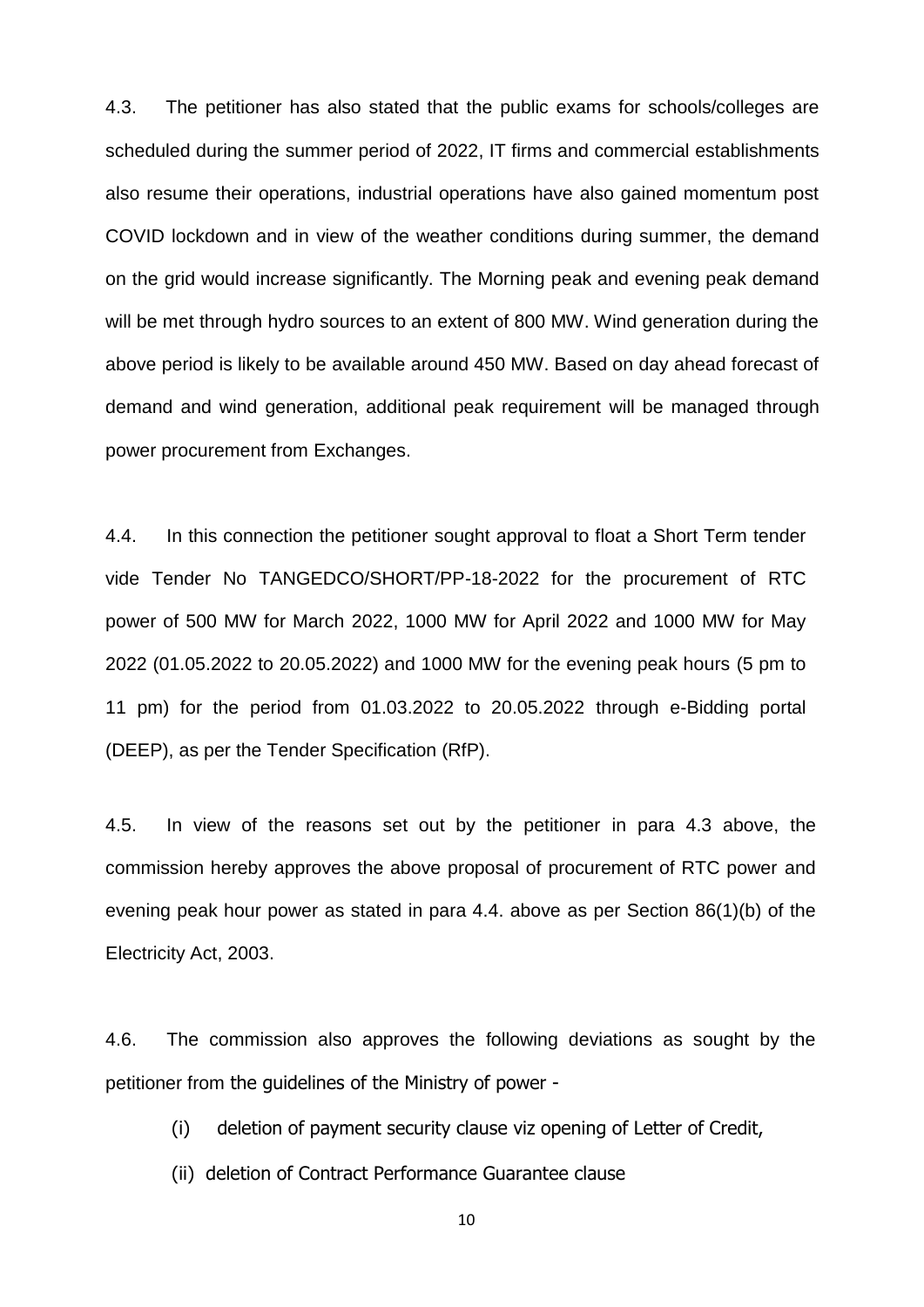4.3. The petitioner has also stated that the public exams for schools/colleges are scheduled during the summer period of 2022, IT firms and commercial establishments also resume their operations, industrial operations have also gained momentum post COVID lockdown and in view of the weather conditions during summer, the demand on the grid would increase significantly. The Morning peak and evening peak demand will be met through hydro sources to an extent of 800 MW. Wind generation during the above period is likely to be available around 450 MW. Based on day ahead forecast of demand and wind generation, additional peak requirement will be managed through power procurement from Exchanges.

4.4. In this connection the petitioner sought approval to float a Short Term tender vide Tender No TANGEDCO/SHORT/PP-18-2022 for the procurement of RTC power of 500 MW for March 2022, 1000 MW for April 2022 and 1000 MW for May 2022 (01.05.2022 to 20.05.2022) and 1000 MW for the evening peak hours (5 pm to 11 pm) for the period from 01.03.2022 to 20.05.2022 through e-Bidding portal (DEEP), as per the Tender Specification (RfP).

4.5. In view of the reasons set out by the petitioner in para 4.3 above, the commission hereby approves the above proposal of procurement of RTC power and evening peak hour power as stated in para 4.4. above as per Section 86(1)(b) of the Electricity Act, 2003.

4.6. The commission also approves the following deviations as sought by the petitioner from the guidelines of the Ministry of power -

(i) deletion of payment security clause viz opening of Letter of Credit,

(ii) deletion of Contract Performance Guarantee clause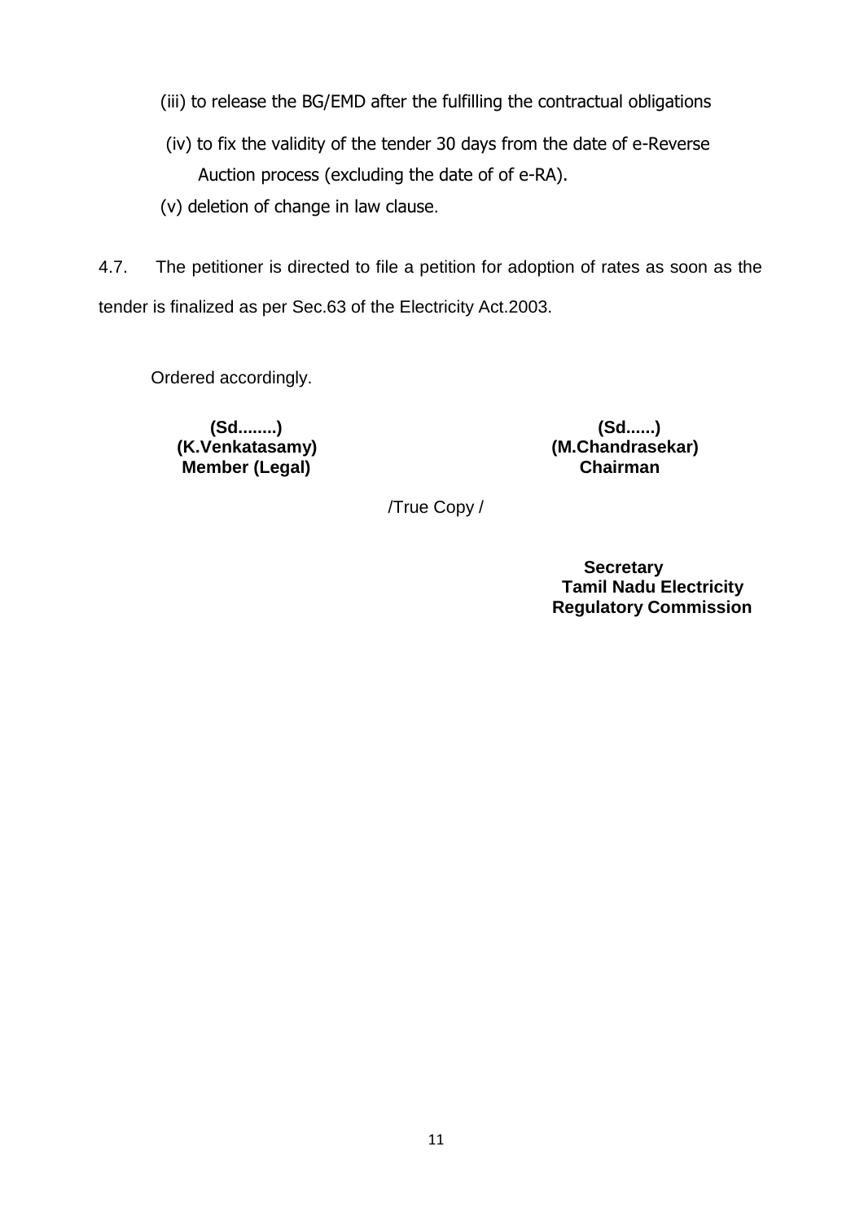(iii) to release the BG/EMD after the fulfilling the contractual obligations

(iv) to fix the validity of the tender 30 days from the date of e-Reverse Auction process (excluding the date of of e-RA).

(v) deletion of change in law clause.

4.7. The petitioner is directed to file a petition for adoption of rates as soon as the tender is finalized as per Sec.63 of the Electricity Act.2003.

Ordered accordingly.

| | |
|---|---|
| **(Sd........)** | **(Sd......)** |
| **(K.Venkatasamy)** | **(M.Chandrasekar)** |
| **Member (Legal)** | **Chairman** |

/True Copy /

**Secretary**
**Tamil Nadu Electricity Regulatory Commission**